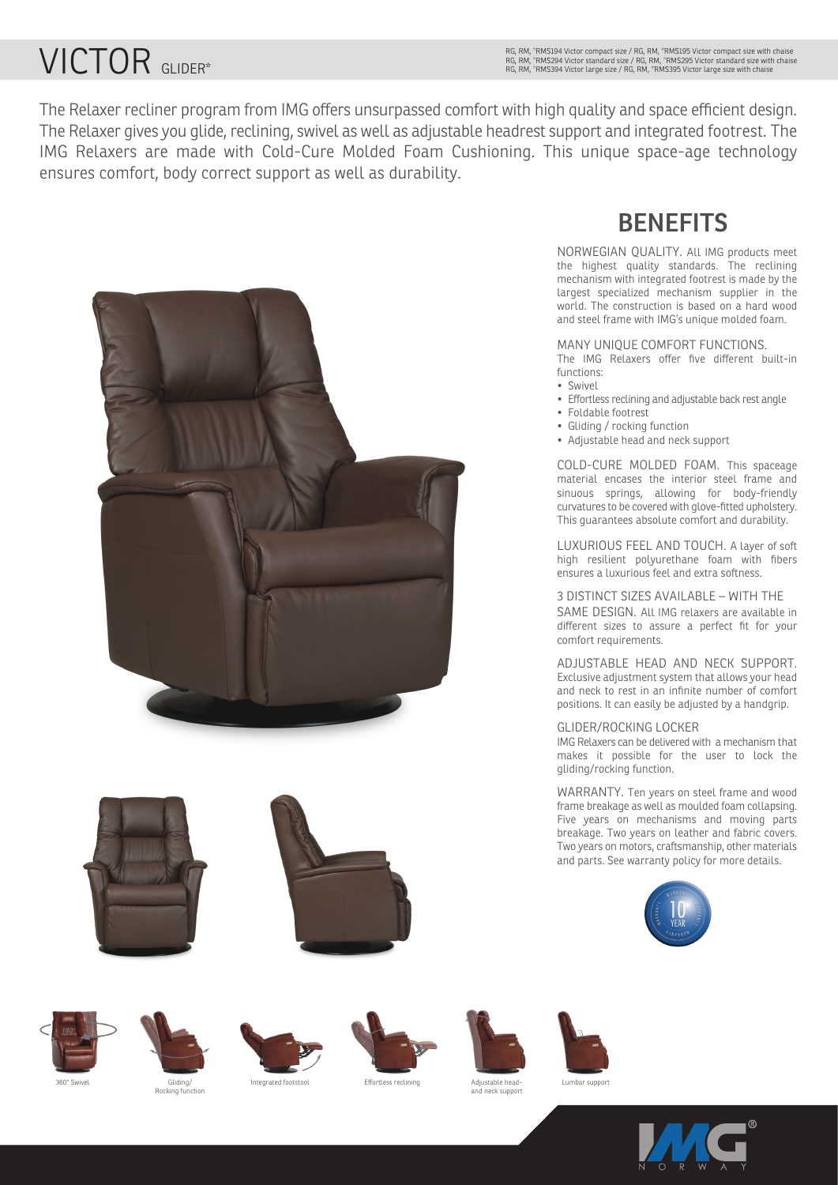# VICTOR GLIDER*

RG, RM, °RMS194 Victor compact size / RG, RM, °RMS195 Victor compact size with chaise
RG, RM, °RMS294 Victor standard size / RG, RM, °RMS295 Victor standard size with chaise
RG, RM, °RMS394 Victor large size / RG, RM, °RMS395 Victor large size with chaise

The Relaxer recliner program from IMG offers unsurpassed comfort with high quality and space efficient design. The Relaxer gives you glide, reclining, swivel as well as adjustable headrest support and integrated footrest. The IMG Relaxers are made with Cold-Cure Molded Foam Cushioning. This unique space-age technology ensures comfort, body correct support as well as durability.

## BENEFITS

NORWEGIAN QUALITY. All IMG products meet the highest quality standards. The reclining mechanism with integrated footrest is made by the largest specialized mechanism supplier in the world. The construction is based on a hard wood and steel frame with IMG's unique molded foam.

MANY UNIQUE COMFORT FUNCTIONS.
The IMG Relaxers offer five different built-in functions:

- Swivel
- Effortless reclining and adjustable back rest angle
- Foldable footrest
- Gliding / rocking function
- Adjustable head and neck support

COLD-CURE MOLDED FOAM. This spaceage material encases the interior steel frame and sinuous springs, allowing for body-friendly curvatures to be covered with glove-fitted upholstery. This guarantees absolute comfort and durability.

LUXURIOUS FEEL AND TOUCH. A layer of soft high resilient polyurethane foam with fibers ensures a luxurious feel and extra softness.

3 DISTINCT SIZES AVAILABLE – WITH THE SAME DESIGN. All IMG relaxers are available in different sizes to assure a perfect fit for your comfort requirements.

ADJUSTABLE HEAD AND NECK SUPPORT. Exclusive adjustment system that allows your head and neck to rest in an infinite number of comfort positions. It can easily be adjusted by a handgrip.

GLIDER/ROCKING LOCKER
IMG Relaxers can be delivered with a mechanism that makes it possible for the user to lock the gliding/rocking function.

WARRANTY. Ten years on steel frame and wood frame breakage as well as moulded foam collapsing. Five years on mechanisms and moving parts breakage. Two years on leather and fabric covers. Two years on motors, craftsmanship, other materials and parts. See warranty policy for more details.

360° Swivel

Gliding/ Rocking function

Integrated footstool

Effortless reclining

Adjustable head- and neck support

Lumbar support

IMG® NORWAY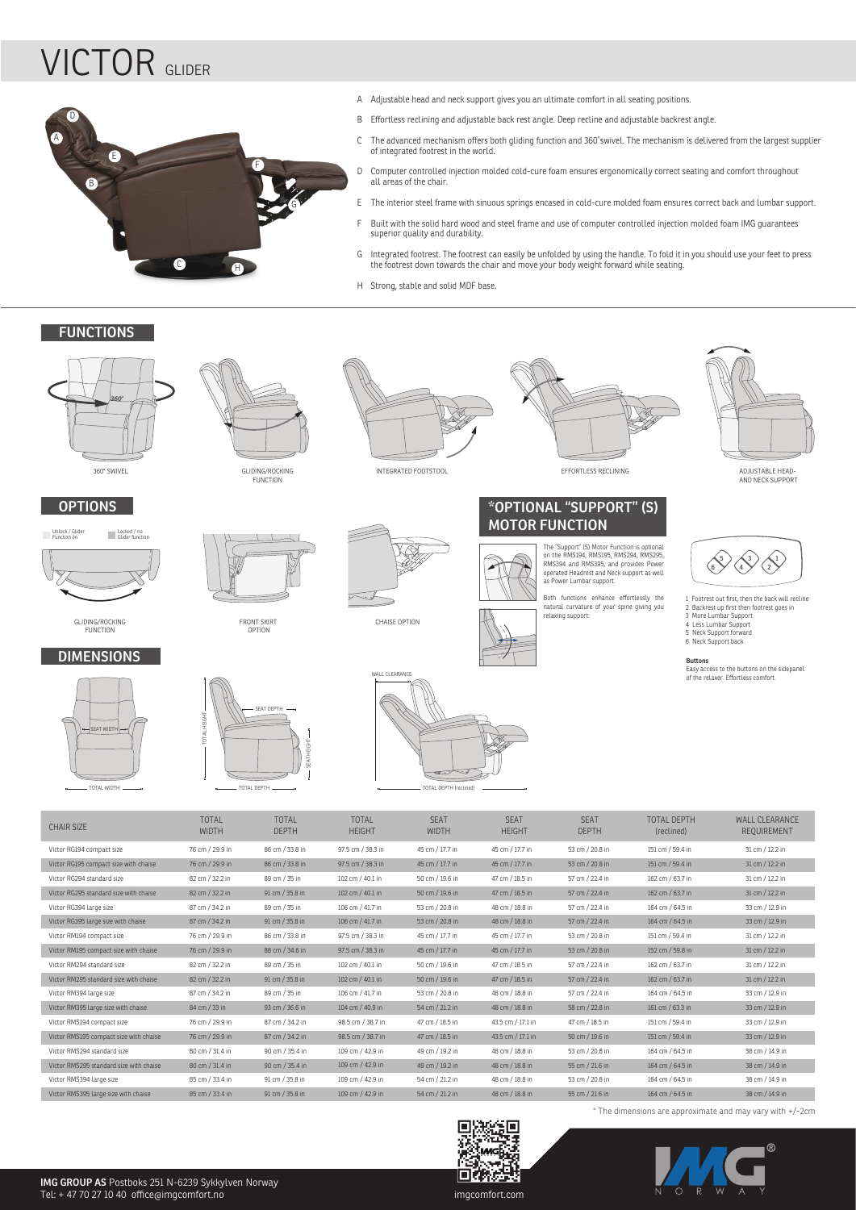# VICTOR GLIDER

- A Adjustable head and neck support gives you an ultimate comfort in all seating positions.
- B Effortless reclining and adjustable back rest angle. Deep recline and adjustable backrest angle.
- C The advanced mechanism offers both gliding function and 360°swivel. The mechanism is delivered from the largest supplier of integrated footrest in the world.
- D Computer controlled injection molded cold-cure foam ensures ergonomically correct seating and comfort throughout all areas of the chair.
- E The interior steel frame with sinuous springs encased in cold-cure molded foam ensures correct back and lumbar support.
- F Built with the solid hard wood and steel frame and use of computer controlled injection molded foam IMG guarantees superior quality and durability.
- G Integrated footrest. The footrest can easily be unfolded by using the handle. To fold it in you should use your feet to press the footrest down towards the chair and move your body weight forward while seating.
- H Strong, stable and solid MDF base.

## FUNCTIONS

360° SWIVEL

GLIDING/ROCKING FUNCTION

INTEGRATED FOOTSTOOL

EFFORTLESS RECLINING

ADJUSTABLE HEAD- AND NECK SUPPORT

## OPTIONS

Unlock / Glider Function on

Locked / no Glider function

GLIDING/ROCKING FUNCTION

FRONT SKIRT OPTION

CHAISE OPTION

## *OPTIONAL "SUPPORT" (S) MOTOR FUNCTION

The "Support" (S) Motor Function is optional on the RMS194, RMS195, RMS294, RMS295, RMS394 and RMS395, and provides Power operated Headrest and Neck support as well as Power Lumbar support.

Both functions enhance effortlessly the natural curvature of your spine giving you relaxing support.

1. Footrest out first, then the back will recline
2. Backrest up first then footrest goes in
3. More Lumbar Support
4. Less Lumbar Support
5. Neck Support forward
6. Neck Support back

**Buttons**
Easy access to the buttons on the sidepanel of the relaxer. Effortless comfort.

## DIMENSIONS

SEAT WIDTH

TOTAL WIDTH

TOTAL HEIGHT

SEAT DEPTH

SEAT HEIGHT

TOTAL DEPTH

WALL CLEARANCE

TOTAL DEPTH (reclined)

| CHAIR SIZE | TOTAL WIDTH | TOTAL DEPTH | TOTAL HEIGHT | SEAT WIDTH | SEAT HEIGHT | SEAT DEPTH | TOTAL DEPTH (reclined) | WALL CLEARANCE REQUIREMENT |
|---|---|---|---|---|---|---|---|---|
| Victor RG194 compact size | 76 cm / 29.9 in | 86 cm / 33.8 in | 97.5 cm / 38.3 in | 45 cm / 17.7 in | 45 cm / 17.7 in | 53 cm / 20.8 in | 151 cm / 59.4 in | 31 cm / 12.2 in |
| Victor RG195 compact size with chaise | 76 cm / 29.9 in | 86 cm / 33.8 in | 97.5 cm / 38.3 in | 45 cm / 17.7 in | 45 cm / 17.7 in | 53 cm / 20.8 in | 151 cm / 59.4 in | 31 cm / 12.2 in |
| Victor RG294 standard size | 82 cm / 32.2 in | 89 cm / 35 in | 102 cm / 40.1 in | 50 cm / 19.6 in | 47 cm / 18.5 in | 57 cm / 22.4 in | 162 cm / 63.7 in | 31 cm / 12.2 in |
| Victor RG295 standard size with chaise | 82 cm / 32.2 in | 91 cm / 35.8 in | 102 cm / 40.1 in | 50 cm / 19.6 in | 47 cm / 18.5 in | 57 cm / 22.4 in | 162 cm / 63.7 in | 31 cm / 12.2 in |
| Victor RG394 large size | 87 cm / 34.2 in | 89 cm / 35 in | 106 cm / 41.7 in | 53 cm / 20.8 in | 48 cm / 18.8 in | 57 cm / 22.4 in | 164 cm / 64.5 in | 33 cm / 12.9 in |
| Victor RG395 large size with chaise | 87 cm / 34.2 in | 91 cm / 35.8 in | 106 cm / 41.7 in | 53 cm / 20.8 in | 48 cm / 18.8 in | 57 cm / 22.4 in | 164 cm / 64.5 in | 33 cm / 12.9 in |
| Victor RM194 compact size | 76 cm / 29.9 in | 86 cm / 33.8 in | 97.5 cm / 38.3 in | 45 cm / 17.7 in | 45 cm / 17.7 in | 53 cm / 20.8 in | 151 cm / 59.4 in | 31 cm / 12.2 in |
| Victor RM195 compact size with chaise | 76 cm / 29.9 in | 88 cm / 34.6 in | 97.5 cm / 38.3 in | 45 cm / 17.7 in | 45 cm / 17.7 in | 53 cm / 20.8 in | 152 cm / 59.8 in | 31 cm / 12.2 in |
| Victor RM294 standard size | 82 cm / 32.2 in | 89 cm / 35 in | 102 cm / 40.1 in | 50 cm / 19.6 in | 47 cm / 18.5 in | 57 cm / 22.4 in | 162 cm / 63.7 in | 31 cm / 12.2 in |
| Victor RM295 standard size with chaise | 82 cm / 32.2 in | 91 cm / 35.8 in | 102 cm / 40.1 in | 50 cm / 19.6 in | 47 cm / 18.5 in | 57 cm / 22.4 in | 162 cm / 63.7 in | 31 cm / 12.2 in |
| Victor RM394 large size | 87 cm / 34.2 in | 89 cm / 35 in | 106 cm / 41.7 in | 53 cm / 20.8 in | 48 cm / 18.8 in | 57 cm / 22.4 in | 164 cm / 64.5 in | 33 cm / 12.9 in |
| Victor RM395 large size with chaise | 84 cm / 33 in | 93 cm / 36.6 in | 104 cm / 40.9 in | 54 cm / 21.2 in | 48 cm / 18.8 in | 58 cm / 22.8 in | 161 cm / 63.3 in | 33 cm / 12.9 in |
| Victor RMS194 compact size | 76 cm / 29.9 in | 87 cm / 34.2 in | 98.5 cm / 38.7 in | 47 cm / 18.5 in | 43.5 cm / 17.1 in | 47 cm / 18.5 in | 151 cm / 59.4 in | 33 cm / 12.9 in |
| Victor RMS195 compact size with chaise | 76 cm / 29.9 in | 87 cm / 34.2 in | 98.5 cm / 38.7 in | 47 cm / 18.5 in | 43.5 cm / 17.1 in | 50 cm / 19.6 in | 151 cm / 59.4 in | 33 cm / 12.9 in |
| Victor RMS294 standard size | 80 cm / 31.4 in | 90 cm / 35.4 in | 109 cm / 42.9 in | 49 cm / 19.2 in | 48 cm / 18.8 in | 53 cm / 20.8 in | 164 cm / 64.5 in | 38 cm / 14.9 in |
| Victor RMS295 standard size with chaise | 80 cm / 31.4 in | 90 cm / 35.4 in | 109 cm / 42.9 in | 49 cm / 19.2 in | 48 cm / 18.8 in | 55 cm / 21.6 in | 164 cm / 64.5 in | 38 cm / 14.9 in |
| Victor RMS394 large size | 85 cm / 33.4 in | 91 cm / 35.8 in | 109 cm / 42.9 in | 54 cm / 21.2 in | 48 cm / 18.8 in | 53 cm / 20.8 in | 164 cm / 64.5 in | 38 cm / 14.9 in |
| Victor RMS395 large size with chaise | 85 cm / 33.4 in | 91 cm / 35.8 in | 109 cm / 42.9 in | 54 cm / 21.2 in | 48 cm / 18.8 in | 55 cm / 21.6 in | 164 cm / 64.5 in | 38 cm / 14.9 in |

* The dimensions are approximate and may vary with +/-2cm

**IMG GROUP AS** Postboks 251 N-6239 Sykkylven Norway
Tel: + 47 70 27 10 40 office@imgcomfort.no

imgcomfort.com

IMG NORWAY